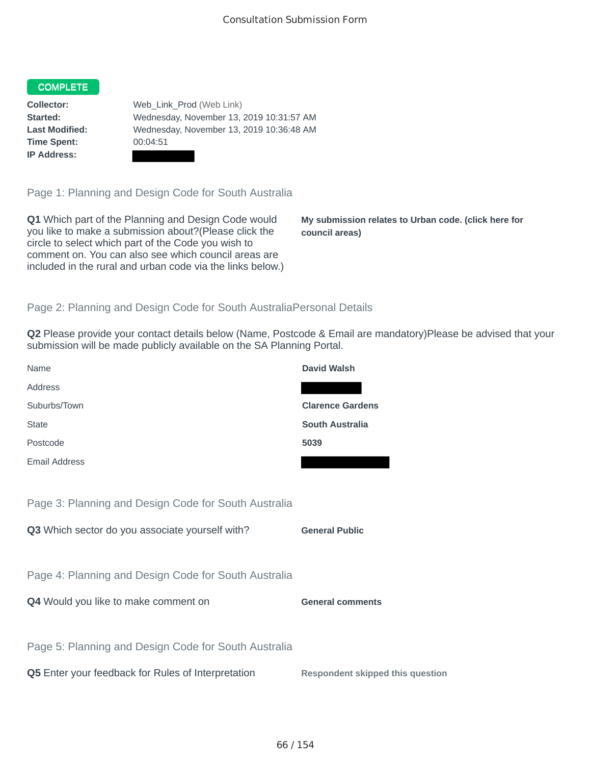Consultation Submission Form

**COMPLETE**

**Collector:** Web_Link_Prod (Web Link)
**Started:** Wednesday, November 13, 2019 10:31:57 AM
**Last Modified:** Wednesday, November 13, 2019 10:36:48 AM
**Time Spent:** 00:04:51
**IP Address:** [redacted]

## Page 1: Planning and Design Code for South Australia

**Q1** Which part of the Planning and Design Code would you like to make a submission about?(Please click the circle to select which part of the Code you wish to comment on. You can also see which council areas are included in the rural and urban code via the links below.)

**My submission relates to Urban code. (click here for council areas)**

## Page 2: Planning and Design Code for South AustraliaPersonal Details

**Q2** Please provide your contact details below (Name, Postcode & Email are mandatory)Please be advised that your submission will be made publicly available on the SA Planning Portal.

| | |
|---|---|
| Name | **David Walsh** |
| Address | [redacted] |
| Suburbs/Town | **Clarence Gardens** |
| State | **South Australia** |
| Postcode | **5039** |
| Email Address | [redacted] |

## Page 3: Planning and Design Code for South Australia

**Q3** Which sector do you associate yourself with?

**General Public**

## Page 4: Planning and Design Code for South Australia

**Q4** Would you like to make comment on

**General comments**

## Page 5: Planning and Design Code for South Australia

**Q5** Enter your feedback for Rules of Interpretation

**Respondent skipped this question**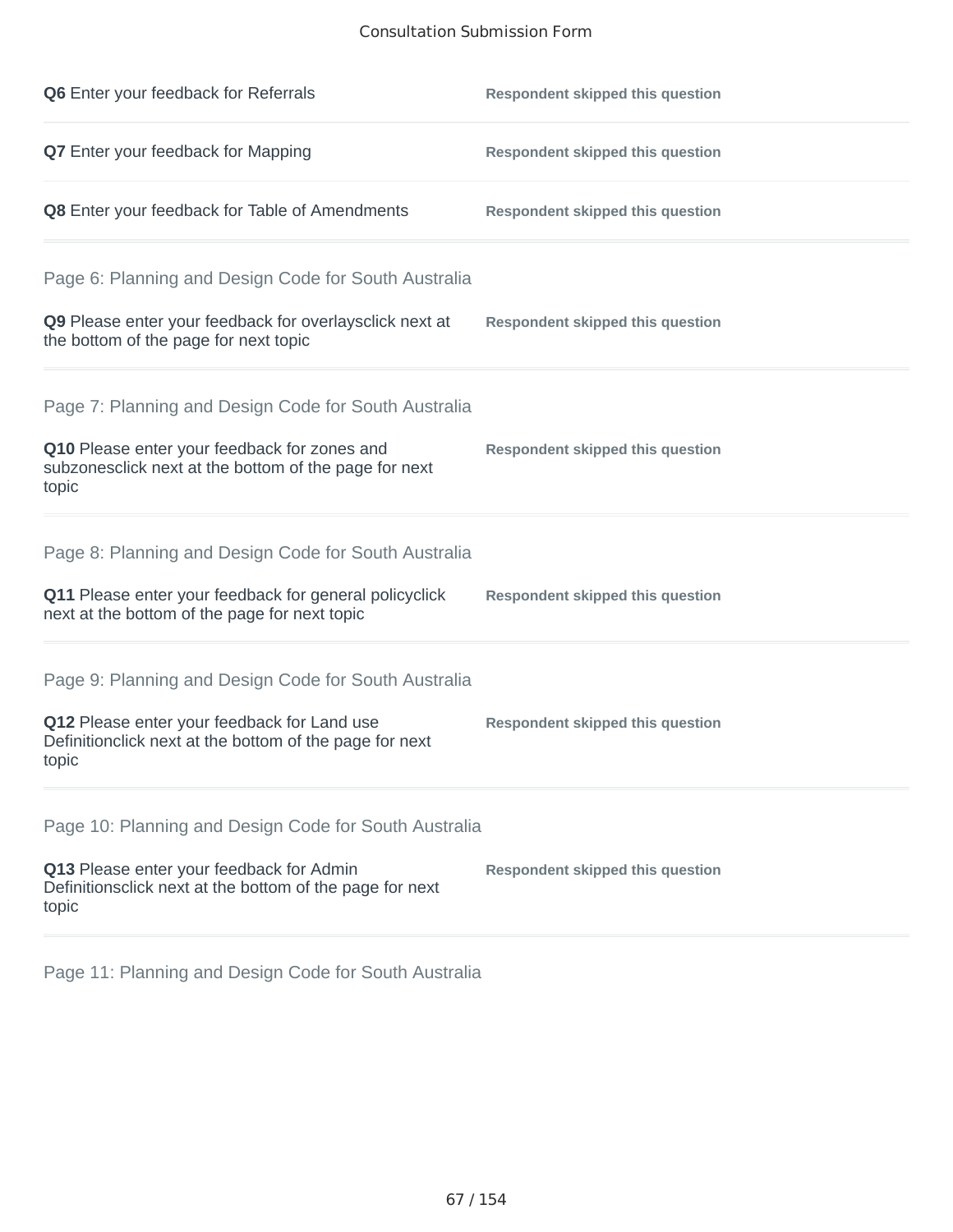**Q6** Enter your feedback for Referrals

Respondent skipped this question

**Q7** Enter your feedback for Mapping

Respondent skipped this question

**Q8** Enter your feedback for Table of Amendments

Respondent skipped this question

## Page 6: Planning and Design Code for South Australia

**Q9** Please enter your feedback for overlaysclick next at the bottom of the page for next topic

Respondent skipped this question

## Page 7: Planning and Design Code for South Australia

**Q10** Please enter your feedback for zones and subzonesclick next at the bottom of the page for next topic

Respondent skipped this question

## Page 8: Planning and Design Code for South Australia

**Q11** Please enter your feedback for general policyclick next at the bottom of the page for next topic

Respondent skipped this question

## Page 9: Planning and Design Code for South Australia

**Q12** Please enter your feedback for Land use Definitionclick next at the bottom of the page for next topic

Respondent skipped this question

## Page 10: Planning and Design Code for South Australia

**Q13** Please enter your feedback for Admin Definitionsclick next at the bottom of the page for next topic

Respondent skipped this question

## Page 11: Planning and Design Code for South Australia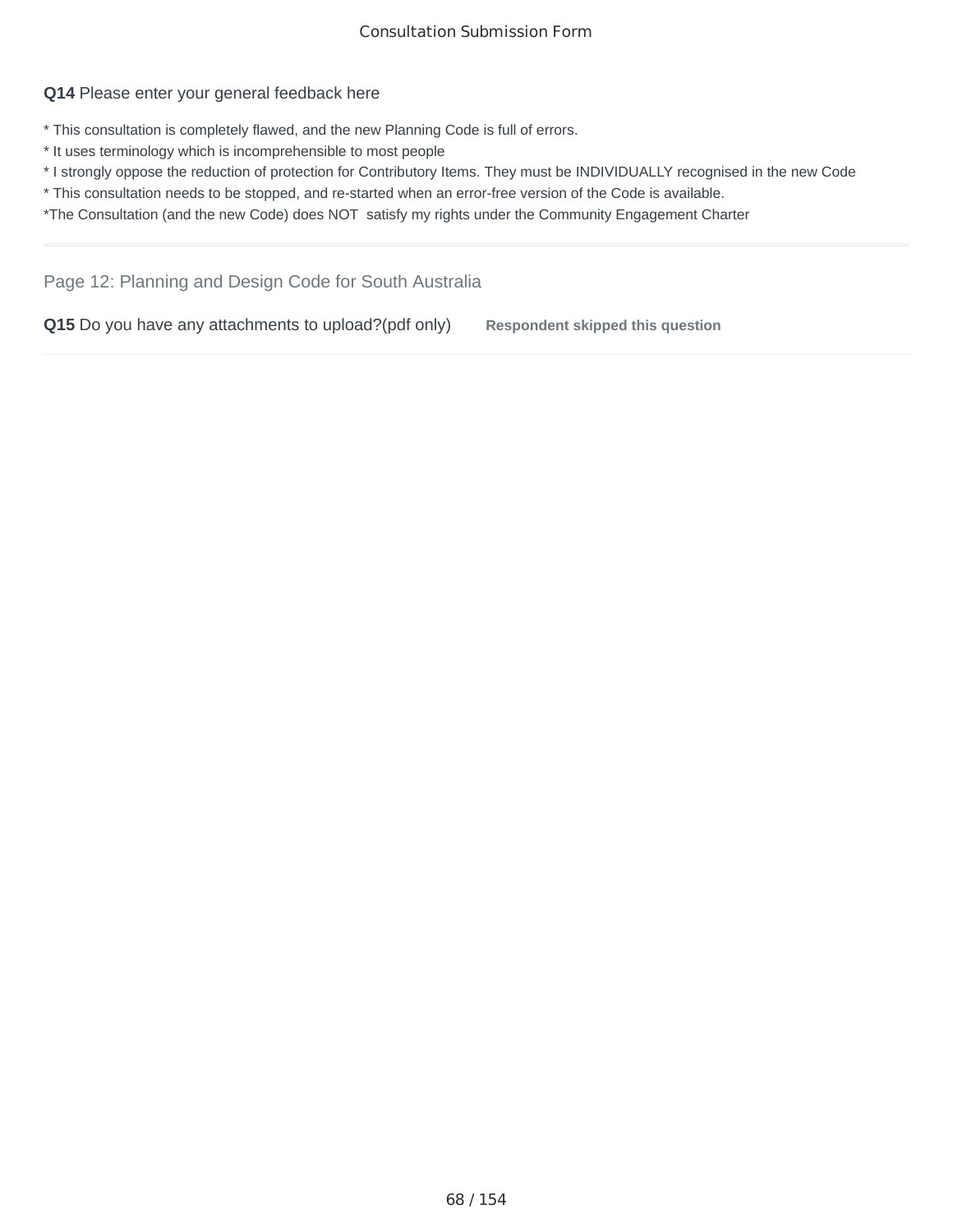**Q14** Please enter your general feedback here

* This consultation is completely flawed, and the new Planning Code is full of errors.
* It uses terminology which is incomprehensible to most people
* I strongly oppose the reduction of protection for Contributory Items. They must be INDIVIDUALLY recognised in the new Code
* This consultation needs to be stopped, and re-started when an error-free version of the Code is available.
*The Consultation (and the new Code) does NOT  satisfy my rights under the Community Engagement Charter

## Page 12: Planning and Design Code for South Australia

**Q15** Do you have any attachments to upload?(pdf only) **Respondent skipped this question**